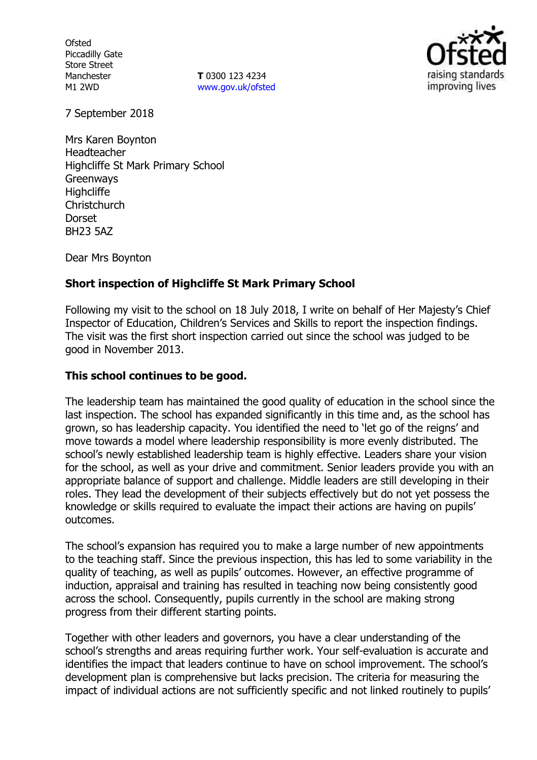Ofsted
Piccadilly Gate
Store Street
Manchester
M1 2WD

**T** 0300 123 4234
www.gov.uk/ofsted

7 September 2018

Mrs Karen Boynton
Headteacher
Highcliffe St Mark Primary School
Greenways
Highcliffe
Christchurch
Dorset
BH23 5AZ

Dear Mrs Boynton

**Short inspection of Highcliffe St Mark Primary School**

Following my visit to the school on 18 July 2018, I write on behalf of Her Majesty's Chief Inspector of Education, Children's Services and Skills to report the inspection findings. The visit was the first short inspection carried out since the school was judged to be good in November 2013.

**This school continues to be good.**

The leadership team has maintained the good quality of education in the school since the last inspection. The school has expanded significantly in this time and, as the school has grown, so has leadership capacity. You identified the need to 'let go of the reigns' and move towards a model where leadership responsibility is more evenly distributed. The school's newly established leadership team is highly effective. Leaders share your vision for the school, as well as your drive and commitment. Senior leaders provide you with an appropriate balance of support and challenge. Middle leaders are still developing in their roles. They lead the development of their subjects effectively but do not yet possess the knowledge or skills required to evaluate the impact their actions are having on pupils' outcomes.

The school's expansion has required you to make a large number of new appointments to the teaching staff. Since the previous inspection, this has led to some variability in the quality of teaching, as well as pupils' outcomes. However, an effective programme of induction, appraisal and training has resulted in teaching now being consistently good across the school. Consequently, pupils currently in the school are making strong progress from their different starting points.

Together with other leaders and governors, you have a clear understanding of the school's strengths and areas requiring further work. Your self-evaluation is accurate and identifies the impact that leaders continue to have on school improvement. The school's development plan is comprehensive but lacks precision. The criteria for measuring the impact of individual actions are not sufficiently specific and not linked routinely to pupils'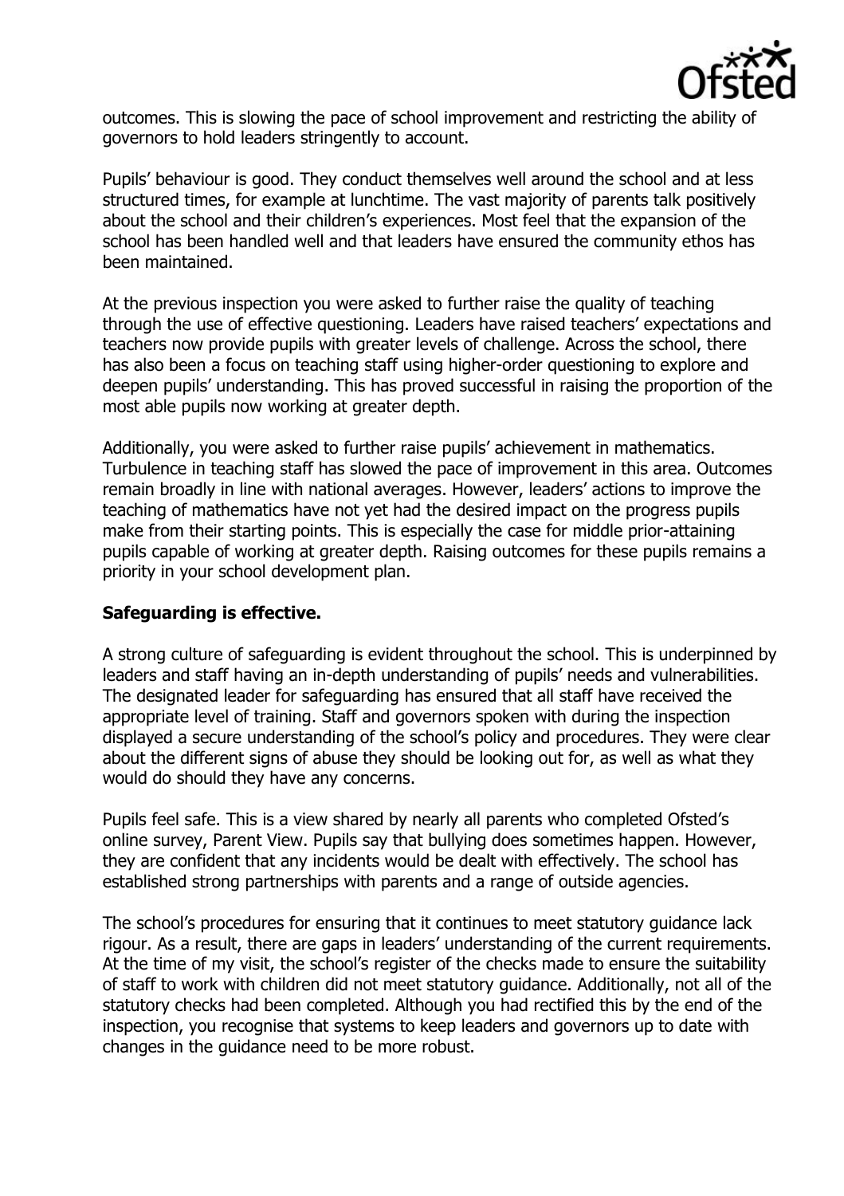outcomes. This is slowing the pace of school improvement and restricting the ability of governors to hold leaders stringently to account.

Pupils' behaviour is good. They conduct themselves well around the school and at less structured times, for example at lunchtime. The vast majority of parents talk positively about the school and their children's experiences. Most feel that the expansion of the school has been handled well and that leaders have ensured the community ethos has been maintained.

At the previous inspection you were asked to further raise the quality of teaching through the use of effective questioning. Leaders have raised teachers' expectations and teachers now provide pupils with greater levels of challenge. Across the school, there has also been a focus on teaching staff using higher-order questioning to explore and deepen pupils' understanding. This has proved successful in raising the proportion of the most able pupils now working at greater depth.

Additionally, you were asked to further raise pupils' achievement in mathematics. Turbulence in teaching staff has slowed the pace of improvement in this area. Outcomes remain broadly in line with national averages. However, leaders' actions to improve the teaching of mathematics have not yet had the desired impact on the progress pupils make from their starting points. This is especially the case for middle prior-attaining pupils capable of working at greater depth. Raising outcomes for these pupils remains a priority in your school development plan.

**Safeguarding is effective.**

A strong culture of safeguarding is evident throughout the school. This is underpinned by leaders and staff having an in-depth understanding of pupils' needs and vulnerabilities. The designated leader for safeguarding has ensured that all staff have received the appropriate level of training. Staff and governors spoken with during the inspection displayed a secure understanding of the school's policy and procedures. They were clear about the different signs of abuse they should be looking out for, as well as what they would do should they have any concerns.

Pupils feel safe. This is a view shared by nearly all parents who completed Ofsted's online survey, Parent View. Pupils say that bullying does sometimes happen. However, they are confident that any incidents would be dealt with effectively. The school has established strong partnerships with parents and a range of outside agencies.

The school's procedures for ensuring that it continues to meet statutory guidance lack rigour. As a result, there are gaps in leaders' understanding of the current requirements. At the time of my visit, the school's register of the checks made to ensure the suitability of staff to work with children did not meet statutory guidance. Additionally, not all of the statutory checks had been completed. Although you had rectified this by the end of the inspection, you recognise that systems to keep leaders and governors up to date with changes in the guidance need to be more robust.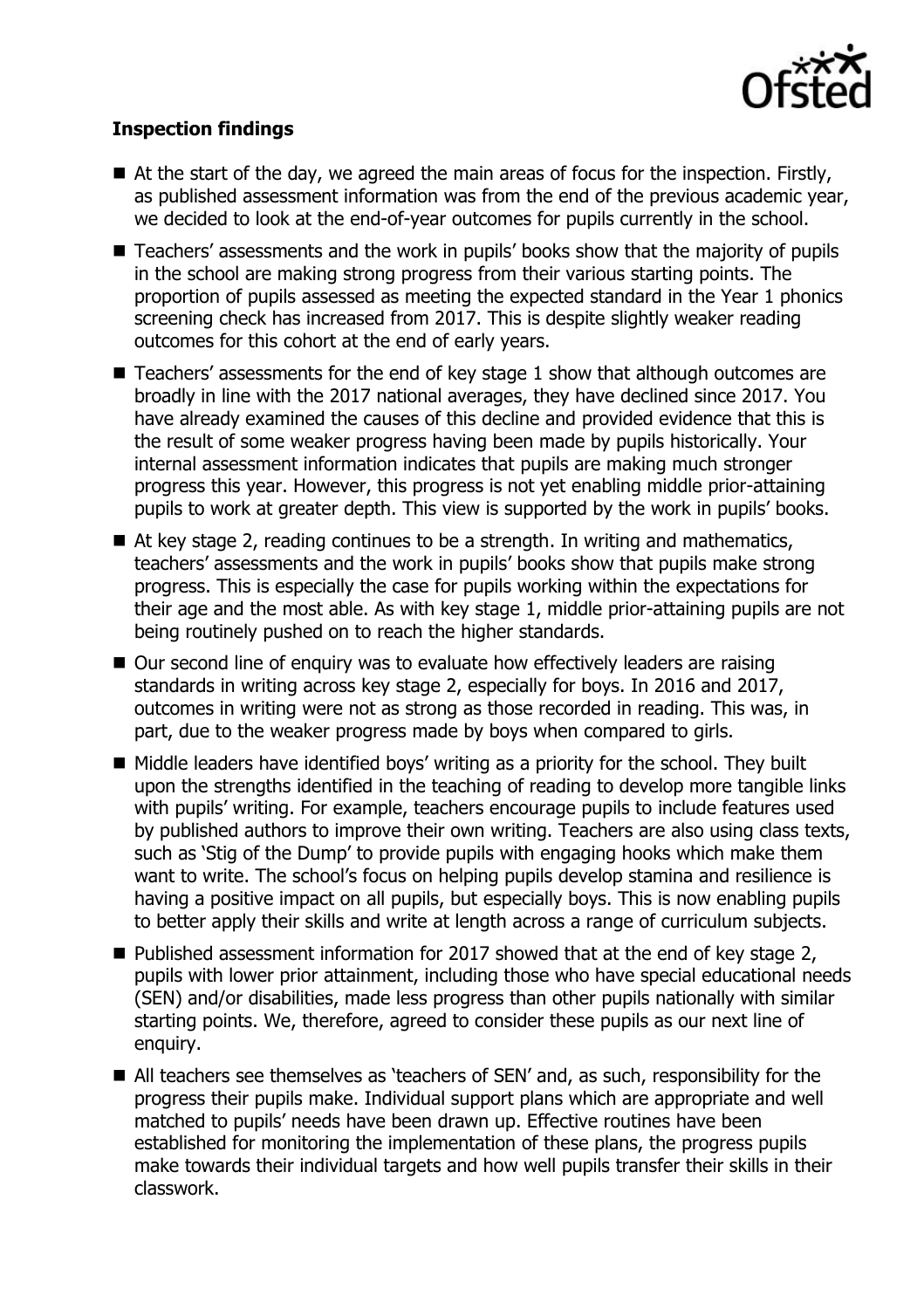**Inspection findings**

- At the start of the day, we agreed the main areas of focus for the inspection. Firstly, as published assessment information was from the end of the previous academic year, we decided to look at the end-of-year outcomes for pupils currently in the school.
- Teachers' assessments and the work in pupils' books show that the majority of pupils in the school are making strong progress from their various starting points. The proportion of pupils assessed as meeting the expected standard in the Year 1 phonics screening check has increased from 2017. This is despite slightly weaker reading outcomes for this cohort at the end of early years.
- Teachers' assessments for the end of key stage 1 show that although outcomes are broadly in line with the 2017 national averages, they have declined since 2017. You have already examined the causes of this decline and provided evidence that this is the result of some weaker progress having been made by pupils historically. Your internal assessment information indicates that pupils are making much stronger progress this year. However, this progress is not yet enabling middle prior-attaining pupils to work at greater depth. This view is supported by the work in pupils' books.
- At key stage 2, reading continues to be a strength. In writing and mathematics, teachers' assessments and the work in pupils' books show that pupils make strong progress. This is especially the case for pupils working within the expectations for their age and the most able. As with key stage 1, middle prior-attaining pupils are not being routinely pushed on to reach the higher standards.
- Our second line of enquiry was to evaluate how effectively leaders are raising standards in writing across key stage 2, especially for boys. In 2016 and 2017, outcomes in writing were not as strong as those recorded in reading. This was, in part, due to the weaker progress made by boys when compared to girls.
- Middle leaders have identified boys' writing as a priority for the school. They built upon the strengths identified in the teaching of reading to develop more tangible links with pupils' writing. For example, teachers encourage pupils to include features used by published authors to improve their own writing. Teachers are also using class texts, such as 'Stig of the Dump' to provide pupils with engaging hooks which make them want to write. The school's focus on helping pupils develop stamina and resilience is having a positive impact on all pupils, but especially boys. This is now enabling pupils to better apply their skills and write at length across a range of curriculum subjects.
- Published assessment information for 2017 showed that at the end of key stage 2, pupils with lower prior attainment, including those who have special educational needs (SEN) and/or disabilities, made less progress than other pupils nationally with similar starting points. We, therefore, agreed to consider these pupils as our next line of enquiry.
- All teachers see themselves as 'teachers of SEN' and, as such, responsibility for the progress their pupils make. Individual support plans which are appropriate and well matched to pupils' needs have been drawn up. Effective routines have been established for monitoring the implementation of these plans, the progress pupils make towards their individual targets and how well pupils transfer their skills in their classwork.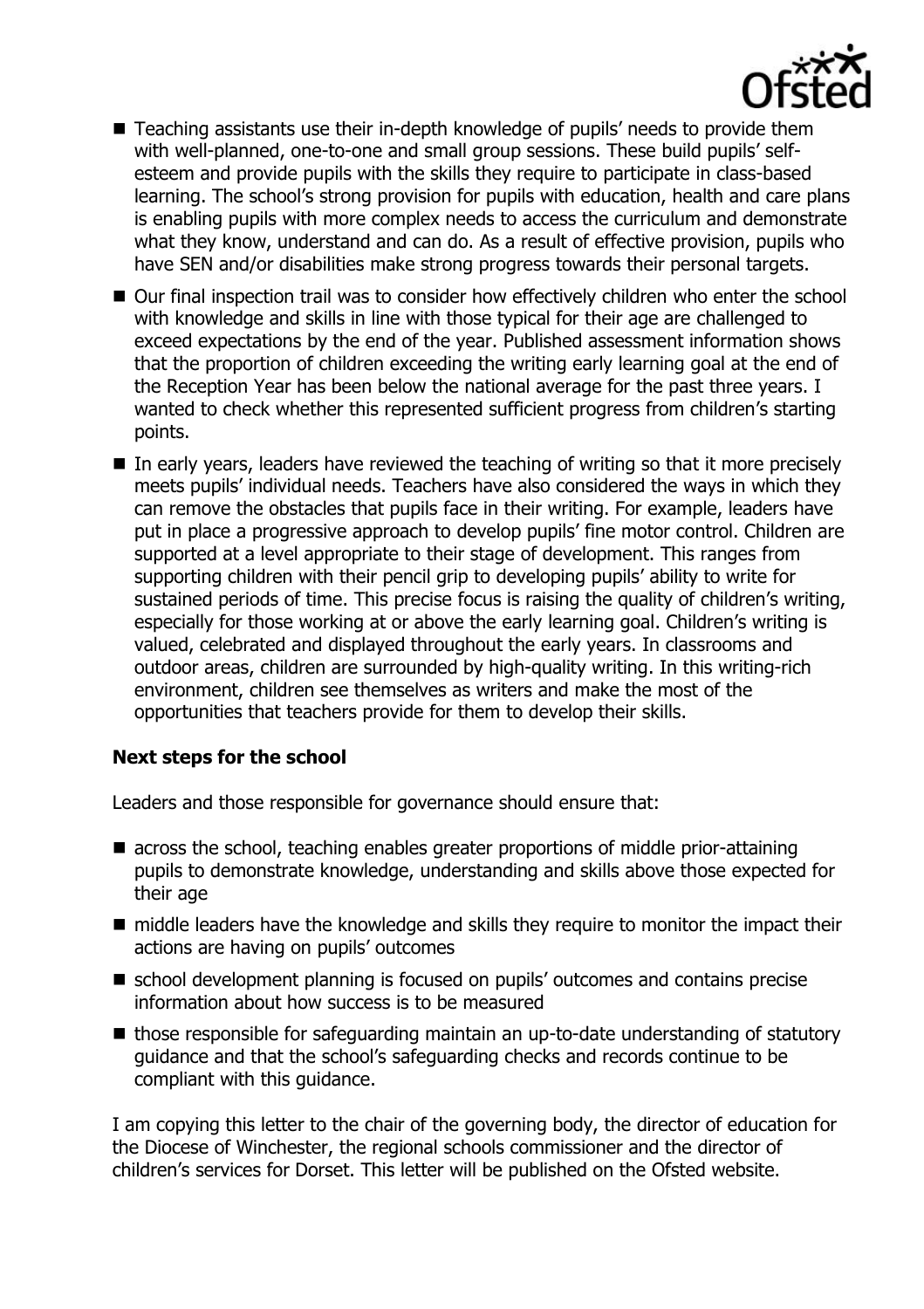- Teaching assistants use their in-depth knowledge of pupils' needs to provide them with well-planned, one-to-one and small group sessions. These build pupils' self-esteem and provide pupils with the skills they require to participate in class-based learning. The school's strong provision for pupils with education, health and care plans is enabling pupils with more complex needs to access the curriculum and demonstrate what they know, understand and can do. As a result of effective provision, pupils who have SEN and/or disabilities make strong progress towards their personal targets.
- Our final inspection trail was to consider how effectively children who enter the school with knowledge and skills in line with those typical for their age are challenged to exceed expectations by the end of the year. Published assessment information shows that the proportion of children exceeding the writing early learning goal at the end of the Reception Year has been below the national average for the past three years. I wanted to check whether this represented sufficient progress from children's starting points.
- In early years, leaders have reviewed the teaching of writing so that it more precisely meets pupils' individual needs. Teachers have also considered the ways in which they can remove the obstacles that pupils face in their writing. For example, leaders have put in place a progressive approach to develop pupils' fine motor control. Children are supported at a level appropriate to their stage of development. This ranges from supporting children with their pencil grip to developing pupils' ability to write for sustained periods of time. This precise focus is raising the quality of children's writing, especially for those working at or above the early learning goal. Children's writing is valued, celebrated and displayed throughout the early years. In classrooms and outdoor areas, children are surrounded by high-quality writing. In this writing-rich environment, children see themselves as writers and make the most of the opportunities that teachers provide for them to develop their skills.

### Next steps for the school

Leaders and those responsible for governance should ensure that:

- across the school, teaching enables greater proportions of middle prior-attaining pupils to demonstrate knowledge, understanding and skills above those expected for their age
- middle leaders have the knowledge and skills they require to monitor the impact their actions are having on pupils' outcomes
- school development planning is focused on pupils' outcomes and contains precise information about how success is to be measured
- those responsible for safeguarding maintain an up-to-date understanding of statutory guidance and that the school's safeguarding checks and records continue to be compliant with this guidance.

I am copying this letter to the chair of the governing body, the director of education for the Diocese of Winchester, the regional schools commissioner and the director of children's services for Dorset. This letter will be published on the Ofsted website.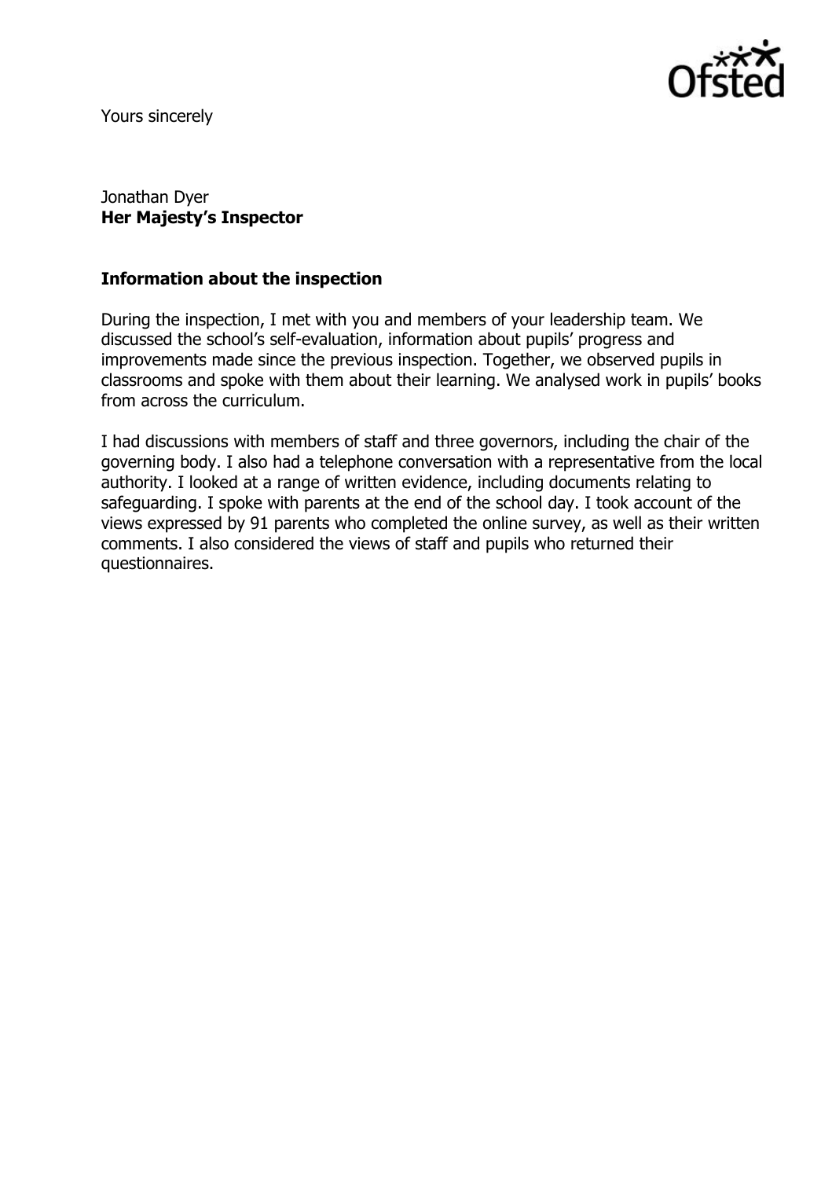Yours sincerely

Jonathan Dyer
**Her Majesty's Inspector**

### Information about the inspection

During the inspection, I met with you and members of your leadership team. We discussed the school's self-evaluation, information about pupils' progress and improvements made since the previous inspection. Together, we observed pupils in classrooms and spoke with them about their learning. We analysed work in pupils' books from across the curriculum.

I had discussions with members of staff and three governors, including the chair of the governing body. I also had a telephone conversation with a representative from the local authority. I looked at a range of written evidence, including documents relating to safeguarding. I spoke with parents at the end of the school day. I took account of the views expressed by 91 parents who completed the online survey, as well as their written comments. I also considered the views of staff and pupils who returned their questionnaires.